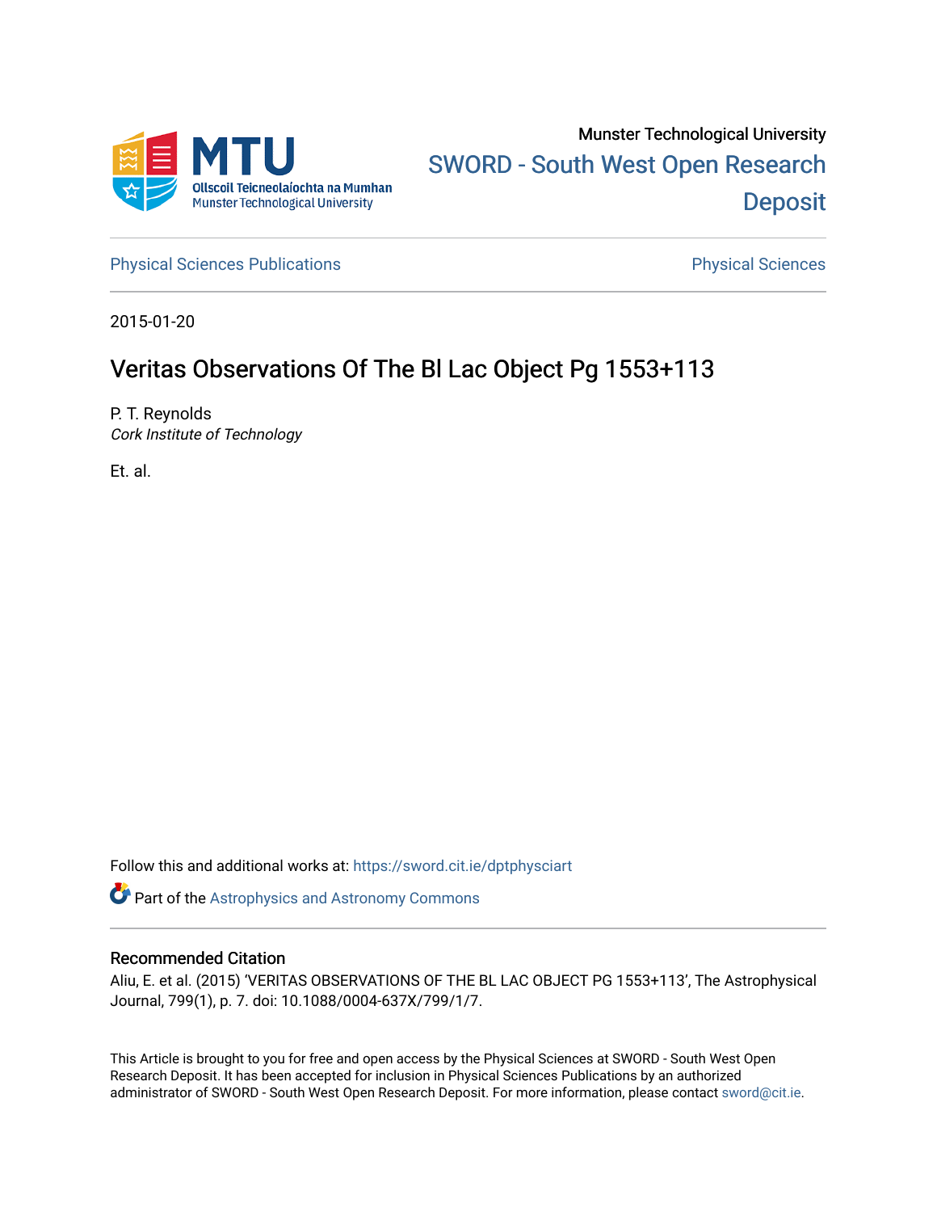Munster Technological University

SWORD - South West Open Research Deposit

Physical Sciences Publications

Physical Sciences

2015-01-20

# Veritas Observations Of The Bl Lac Object Pg 1553+113

P. T. Reynolds
*Cork Institute of Technology*

Et. al.

Follow this and additional works at: https://sword.cit.ie/dptphysciart

Part of the Astrophysics and Astronomy Commons

## Recommended Citation

Aliu, E. et al. (2015) 'VERITAS OBSERVATIONS OF THE BL LAC OBJECT PG 1553+113', The Astrophysical Journal, 799(1), p. 7. doi: 10.1088/0004-637X/799/1/7.

This Article is brought to you for free and open access by the Physical Sciences at SWORD - South West Open Research Deposit. It has been accepted for inclusion in Physical Sciences Publications by an authorized administrator of SWORD - South West Open Research Deposit. For more information, please contact sword@cit.ie.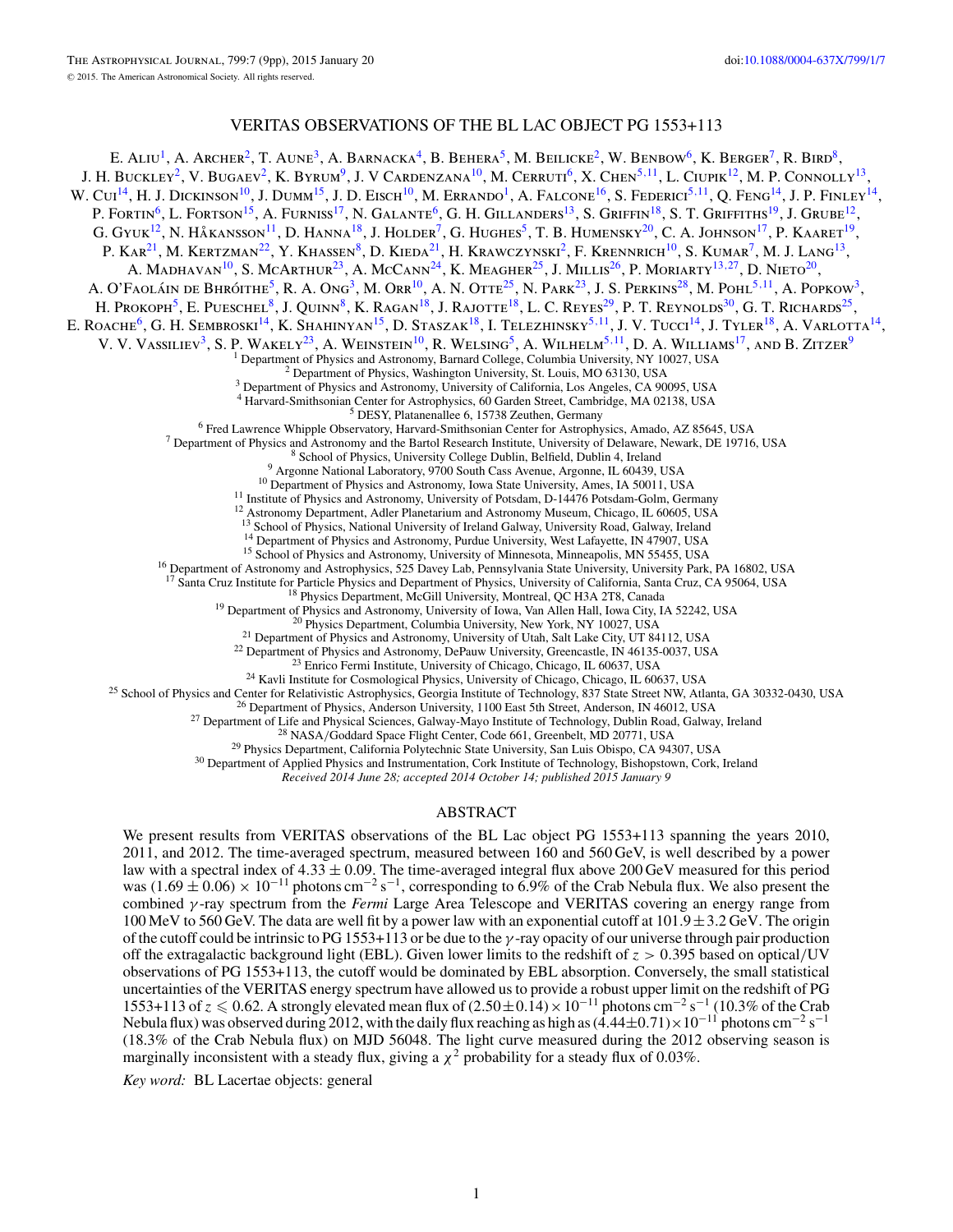# VERITAS OBSERVATIONS OF THE BL LAC OBJECT PG 1553+113

E. Aliu[1], A. Archer[2], T. Aune[3], A. Barnacka[4], B. Behera[5], M. Beilicke[2], W. Benbow[6], K. Berger[7], R. Bird[8], J. H. Buckley[2], V. Bugaev[2], K. Byrum[9], J. V Cardenzana[10], M. Cerruti[6], X. Chen[5,11], L. Ciupik[12], M. P. Connolly[13], W. Cui[14], H. J. Dickinson[10], J. Dumm[15], J. D. Eisch[10], M. Errando[1], A. Falcone[16], S. Federici[5,11], Q. Feng[14], J. P. Finley[14], P. Fortin[6], L. Fortson[15], A. Furniss[17], N. Galante[6], G. H. Gillanders[13], S. Griffin[18], S. T. Griffiths[19], J. Grube[12], G. Gyuk[12], N. Håkansson[11], D. Hanna[18], J. Holder[7], G. Hughes[5], T. B. Humensky[20], C. A. Johnson[17], P. Kaaret[19], P. Kar[21], M. Kertzman[22], Y. Khassen[8], D. Kieda[21], H. Krawczynski[2], F. Krennrich[10], S. Kumar[7], M. J. Lang[13], A. Madhavan[10], S. McArthur[23], A. McCann[24], K. Meagher[25], J. Millis[26], P. Moriarty[13,27], D. Nieto[20], A. O'Faoláin de Bhróithe[5], R. A. Ong[3], M. Orr[10], A. N. Otte[25], N. Park[23], J. S. Perkins[28], M. Pohl[5,11], A. Popkow[3], H. Prokoph[5], E. Pueschel[8], J. Quinn[8], K. Ragan[18], J. Rajotte[18], L. C. Reyes[29], P. T. Reynolds[30], G. T. Richards[25], E. Roache[6], G. H. Sembroski[14], K. Shahinyan[15], D. Staszak[18], I. Telezhinsky[5,11], J. V. Tucci[14], J. Tyler[18], A. Varlotta[14], V. V. Vassiliev[3], S. P. Wakely[23], A. Weinstein[10], R. Welsing[5], A. Wilhelm[5,11], D. A. Williams[17], and B. Zitzer[9]

[1] Department of Physics and Astronomy, Barnard College, Columbia University, NY 10027, USA
[2] Department of Physics, Washington University, St. Louis, MO 63130, USA
[3] Department of Physics and Astronomy, University of California, Los Angeles, CA 90095, USA
[4] Harvard-Smithsonian Center for Astrophysics, 60 Garden Street, Cambridge, MA 02138, USA
[5] DESY, Platanenallee 6, 15738 Zeuthen, Germany
[6] Fred Lawrence Whipple Observatory, Harvard-Smithsonian Center for Astrophysics, Amado, AZ 85645, USA
[7] Department of Physics and Astronomy and the Bartol Research Institute, University of Delaware, Newark, DE 19716, USA
[8] School of Physics, University College Dublin, Belfield, Dublin 4, Ireland
[9] Argonne National Laboratory, 9700 South Cass Avenue, Argonne, IL 60439, USA
[10] Department of Physics and Astronomy, Iowa State University, Ames, IA 50011, USA
[11] Institute of Physics and Astronomy, University of Potsdam, D-14476 Potsdam-Golm, Germany
[12] Astronomy Department, Adler Planetarium and Astronomy Museum, Chicago, IL 60605, USA
[13] School of Physics, National University of Ireland Galway, University Road, Galway, Ireland
[14] Department of Physics and Astronomy, Purdue University, West Lafayette, IN 47907, USA
[15] School of Physics and Astronomy, University of Minnesota, Minneapolis, MN 55455, USA
[16] Department of Astronomy and Astrophysics, 525 Davey Lab, Pennsylvania State University, University Park, PA 16802, USA
[17] Santa Cruz Institute for Particle Physics and Department of Physics, University of California, Santa Cruz, CA 95064, USA
[18] Physics Department, McGill University, Montreal, QC H3A 2T8, Canada
[19] Department of Physics and Astronomy, University of Iowa, Van Allen Hall, Iowa City, IA 52242, USA
[20] Physics Department, Columbia University, New York, NY 10027, USA
[21] Department of Physics and Astronomy, University of Utah, Salt Lake City, UT 84112, USA
[22] Department of Physics and Astronomy, DePauw University, Greencastle, IN 46135-0037, USA
[23] Enrico Fermi Institute, University of Chicago, Chicago, IL 60637, USA
[24] Kavli Institute for Cosmological Physics, University of Chicago, Chicago, IL 60637, USA
[25] School of Physics and Center for Relativistic Astrophysics, Georgia Institute of Technology, 837 State Street NW, Atlanta, GA 30332-0430, USA
[26] Department of Physics, Anderson University, 1100 East 5th Street, Anderson, IN 46012, USA
[27] Department of Life and Physical Sciences, Galway-Mayo Institute of Technology, Dublin Road, Galway, Ireland
[28] NASA/Goddard Space Flight Center, Code 661, Greenbelt, MD 20771, USA
[29] Physics Department, California Polytechnic State University, San Luis Obispo, CA 94307, USA
[30] Department of Applied Physics and Instrumentation, Cork Institute of Technology, Bishopstown, Cork, Ireland

*Received 2014 June 28; accepted 2014 October 14; published 2015 January 9*

## ABSTRACT

We present results from VERITAS observations of the BL Lac object PG 1553+113 spanning the years 2010, 2011, and 2012. The time-averaged spectrum, measured between 160 and 560 GeV, is well described by a power law with a spectral index of $4.33 \pm 0.09$. The time-averaged integral flux above 200 GeV measured for this period was $(1.69 \pm 0.06) \times 10^{-11}$ photons $\mathrm{cm^{-2}\,s^{-1}}$, corresponding to 6.9% of the Crab Nebula flux. We also present the combined $\gamma$-ray spectrum from the *Fermi* Large Area Telescope and VERITAS covering an energy range from 100 MeV to 560 GeV. The data are well fit by a power law with an exponential cutoff at $101.9 \pm 3.2$ GeV. The origin of the cutoff could be intrinsic to PG 1553+113 or be due to the $\gamma$-ray opacity of our universe through pair production off the extragalactic background light (EBL). Given lower limits to the redshift of $z > 0.395$ based on optical/UV observations of PG 1553+113, the cutoff would be dominated by EBL absorption. Conversely, the small statistical uncertainties of the VERITAS energy spectrum have allowed us to provide a robust upper limit on the redshift of PG 1553+113 of $z \leqslant 0.62$. A strongly elevated mean flux of $(2.50 \pm 0.14) \times 10^{-11}$ photons $\mathrm{cm^{-2}\,s^{-1}}$ (10.3% of the Crab Nebula flux) was observed during 2012, with the daily flux reaching as high as $(4.44 \pm 0.71) \times 10^{-11}$ photons $\mathrm{cm^{-2}\,s^{-1}}$ (18.3% of the Crab Nebula flux) on MJD 56048. The light curve measured during the 2012 observing season is marginally inconsistent with a steady flux, giving a $\chi^2$ probability for a steady flux of 0.03%.

*Key word:* BL Lacertae objects: general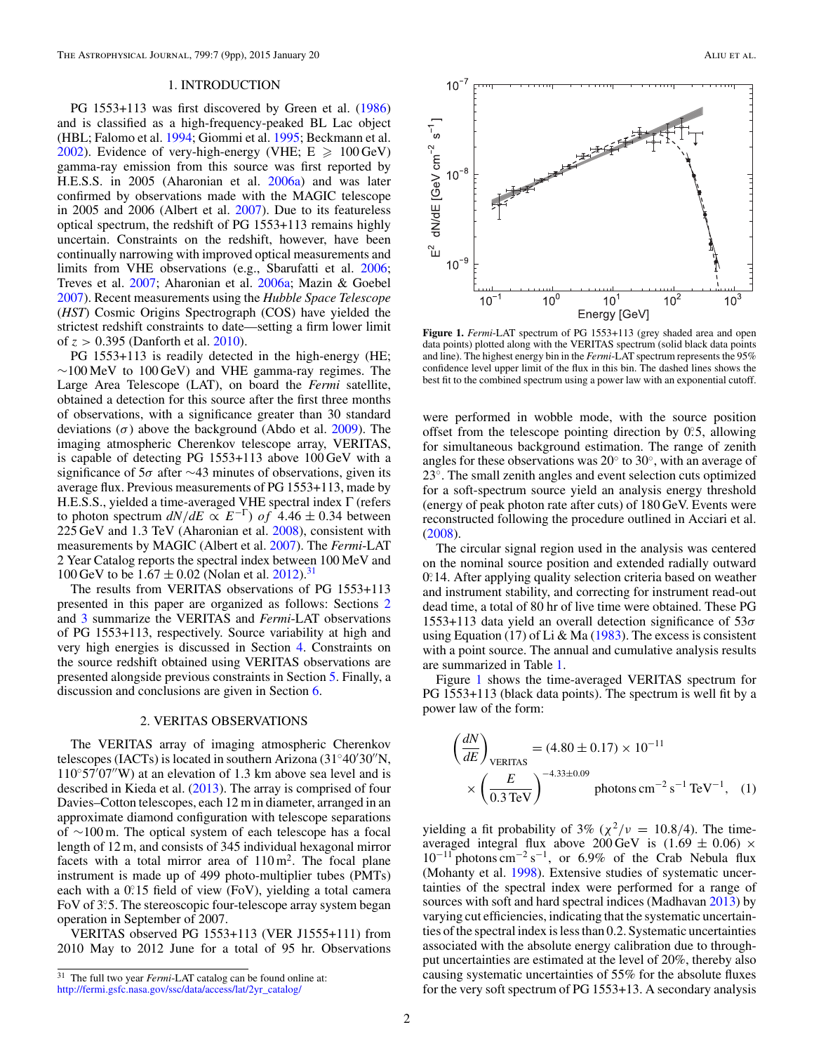## 1. INTRODUCTION

PG 1553+113 was first discovered by Green et al. (1986) and is classified as a high-frequency-peaked BL Lac object (HBL; Falomo et al. 1994; Giommi et al. 1995; Beckmann et al. 2002). Evidence of very-high-energy (VHE; E ⩾ 100 GeV) gamma-ray emission from this source was first reported by H.E.S.S. in 2005 (Aharonian et al. 2006a) and was later confirmed by observations made with the MAGIC telescope in 2005 and 2006 (Albert et al. 2007). Due to its featureless optical spectrum, the redshift of PG 1553+113 remains highly uncertain. Constraints on the redshift, however, have been continually narrowing with improved optical measurements and limits from VHE observations (e.g., Sbarufatti et al. 2006; Treves et al. 2007; Aharonian et al. 2006a; Mazin & Goebel 2007). Recent measurements using the *Hubble Space Telescope* (*HST*) Cosmic Origins Spectrograph (COS) have yielded the strictest redshift constraints to date—setting a firm lower limit of $z > 0.395$ (Danforth et al. 2010).

PG 1553+113 is readily detected in the high-energy (HE; ∼100 MeV to 100 GeV) and VHE gamma-ray regimes. The Large Area Telescope (LAT), on board the *Fermi* satellite, obtained a detection for this source after the first three months of observations, with a significance greater than 30 standard deviations ($\sigma$) above the background (Abdo et al. 2009). The imaging atmospheric Cherenkov telescope array, VERITAS, is capable of detecting PG 1553+113 above 100 GeV with a significance of $5\sigma$ after ∼43 minutes of observations, given its average flux. Previous measurements of PG 1553+113, made by H.E.S.S., yielded a time-averaged VHE spectral index $\Gamma$ (refers to photon spectrum $dN/dE \propto E^{-\Gamma}$) of $4.46 \pm 0.34$ between 225 GeV and 1.3 TeV (Aharonian et al. 2008), consistent with measurements by MAGIC (Albert et al. 2007). The *Fermi*-LAT 2 Year Catalog reports the spectral index between 100 MeV and 100 GeV to be $1.67 \pm 0.02$ (Nolan et al. 2012).[31]

The results from VERITAS observations of PG 1553+113 presented in this paper are organized as follows: Sections 2 and 3 summarize the VERITAS and *Fermi*-LAT observations of PG 1553+113, respectively. Source variability at high and very high energies is discussed in Section 4. Constraints on the source redshift obtained using VERITAS observations are presented alongside previous constraints in Section 5. Finally, a discussion and conclusions are given in Section 6.

## 2. VERITAS OBSERVATIONS

The VERITAS array of imaging atmospheric Cherenkov telescopes (IACTs) is located in southern Arizona (31°40′30″N, 110°57′07″W) at an elevation of 1.3 km above sea level and is described in Kieda et al. (2013). The array is comprised of four Davies–Cotton telescopes, each 12 m in diameter, arranged in an approximate diamond configuration with telescope separations of ∼100 m. The optical system of each telescope has a focal length of 12 m, and consists of 345 individual hexagonal mirror facets with a total mirror area of 110 m$^2$. The focal plane instrument is made up of 499 photo-multiplier tubes (PMTs) each with a 0°.15 field of view (FoV), yielding a total camera FoV of 3°.5. The stereoscopic four-telescope array system began operation in September of 2007.

VERITAS observed PG 1553+113 (VER J1555+111) from 2010 May to 2012 June for a total of 95 hr. Observations were performed in wobble mode, with the source position offset from the telescope pointing direction by 0°.5, allowing for simultaneous background estimation. The range of zenith angles for these observations was 20° to 30°, with an average of 23°. The small zenith angles and event selection cuts optimized for a soft-spectrum source yield an analysis energy threshold (energy of peak photon rate after cuts) of 180 GeV. Events were reconstructed following the procedure outlined in Acciari et al. (2008).

The circular signal region used in the analysis was centered on the nominal source position and extended radially outward 0°.14. After applying quality selection criteria based on weather and instrument stability, and correcting for instrument read-out dead time, a total of 80 hr of live time were obtained. These PG 1553+113 data yield an overall detection significance of $53\sigma$ using Equation (17) of Li & Ma (1983). The excess is consistent with a point source. The annual and cumulative analysis results are summarized in Table 1.

Figure 1 shows the time-averaged VERITAS spectrum for PG 1553+113 (black data points). The spectrum is well fit by a power law of the form:

$$\left(\frac{dN}{dE}\right)_{\rm VERITAS} = (4.80 \pm 0.17) \times 10^{-11} \times \left(\frac{E}{0.3\,{\rm TeV}}\right)^{-4.33\pm0.09} \text{photons cm}^{-2}\,\text{s}^{-1}\,\text{TeV}^{-1}, \quad (1)$$

yielding a fit probability of 3% ($\chi^2/\nu = 10.8/4$). The time-averaged integral flux above 200 GeV is $(1.69 \pm 0.06) \times 10^{-11}$ photons cm$^{-2}$ s$^{-1}$, or 6.9% of the Crab Nebula flux (Mohanty et al. 1998). Extensive studies of systematic uncertainties of the spectral index were performed for a range of sources with soft and hard spectral indices (Madhavan 2013) by varying cut efficiencies, indicating that the systematic uncertainties of the spectral index is less than 0.2. Systematic uncertainties associated with the absolute energy calibration due to throughput uncertainties are estimated at the level of 20%, thereby also causing systematic uncertainties of 55% for the absolute fluxes for the very soft spectrum of PG 1553+13. A secondary analysis

**Figure 1.** *Fermi*-LAT spectrum of PG 1553+113 (grey shaded area and open data points) plotted along with the VERITAS spectrum (solid black data points and line). The highest energy bin in the *Fermi*-LAT spectrum represents the 95% confidence level upper limit of the flux in this bin. The dashed lines shows the best fit to the combined spectrum using a power law with an exponential cutoff.

[31] The full two year *Fermi*-LAT catalog can be found online at: http://fermi.gsfc.nasa.gov/ssc/data/access/lat/2yr_catalog/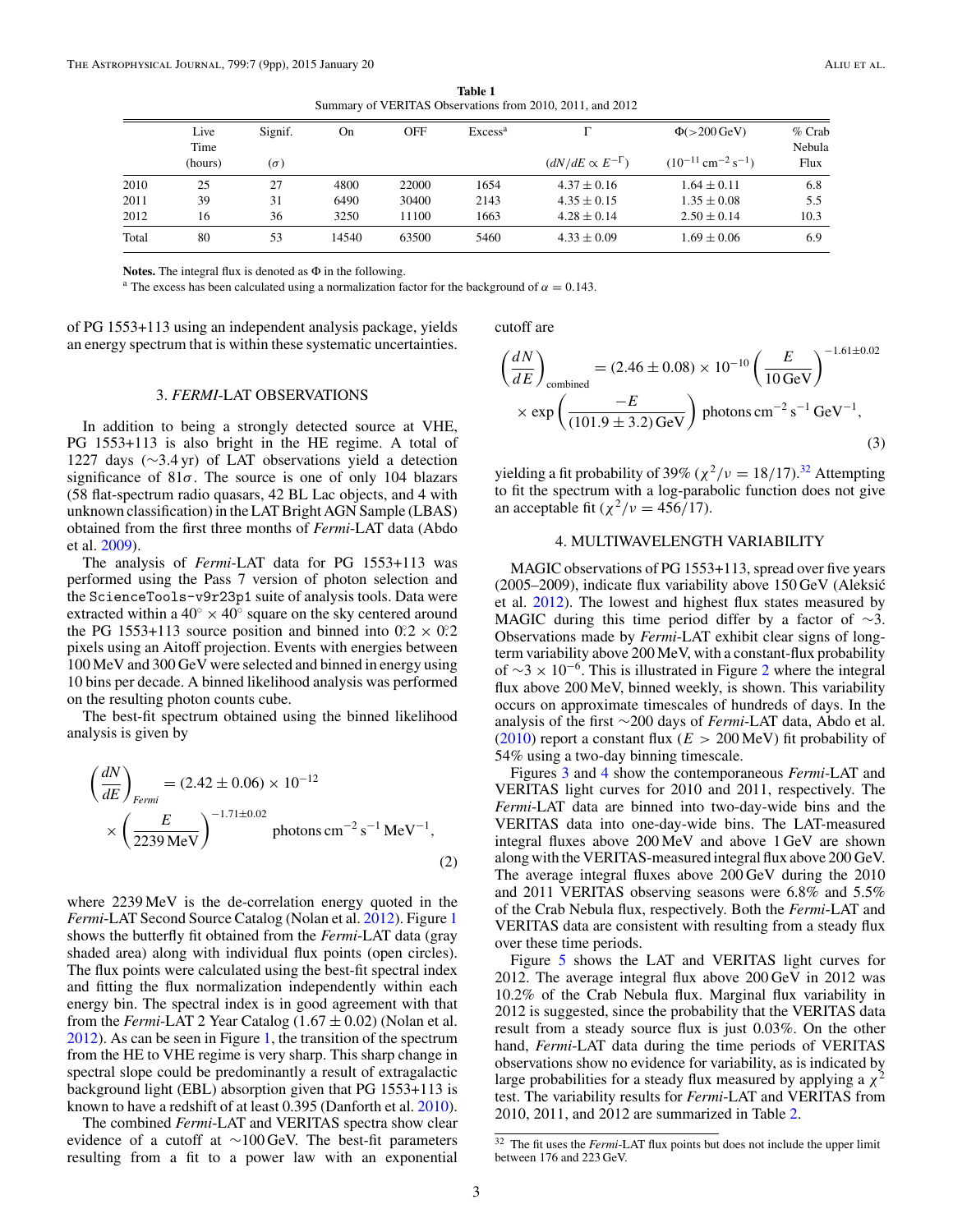**Table 1**
Summary of VERITAS Observations from 2010, 2011, and 2012

| | Live Time (hours) | Signif. ($\sigma$) | On | OFF | Excess[a] | $\Gamma$ ($dN/dE \propto E^{-\Gamma}$) | $\Phi(>200\,\mathrm{GeV})$ ($10^{-11}\,\mathrm{cm}^{-2}\,\mathrm{s}^{-1}$) | % Crab Nebula Flux |
|---|---|---|---|---|---|---|---|---|
| 2010 | 25 | 27 | 4800 | 22000 | 1654 | $4.37 \pm 0.16$ | $1.64 \pm 0.11$ | 6.8 |
| 2011 | 39 | 31 | 6490 | 30400 | 2143 | $4.35 \pm 0.15$ | $1.35 \pm 0.08$ | 5.5 |
| 2012 | 16 | 36 | 3250 | 11100 | 1663 | $4.28 \pm 0.14$ | $2.50 \pm 0.14$ | 10.3 |
| Total | 80 | 53 | 14540 | 63500 | 5460 | $4.33 \pm 0.09$ | $1.69 \pm 0.06$ | 6.9 |

**Notes.** The integral flux is denoted as $\Phi$ in the following.
[a] The excess has been calculated using a normalization factor for the background of $\alpha = 0.143$.

of PG 1553+113 using an independent analysis package, yields an energy spectrum that is within these systematic uncertainties.

## 3. *FERMI*-LAT OBSERVATIONS

In addition to being a strongly detected source at VHE, PG 1553+113 is also bright in the HE regime. A total of 1227 days (~3.4 yr) of LAT observations yield a detection significance of $81\sigma$. The source is one of only 104 blazars (58 flat-spectrum radio quasars, 42 BL Lac objects, and 4 with unknown classification) in the LAT Bright AGN Sample (LBAS) obtained from the first three months of *Fermi*-LAT data (Abdo et al. 2009).

The analysis of *Fermi*-LAT data for PG 1553+113 was performed using the Pass 7 version of photon selection and the `ScienceTools-v9r23p1` suite of analysis tools. Data were extracted within a $40^\circ \times 40^\circ$ square on the sky centered around the PG 1553+113 source position and binned into $0.^\circ2 \times 0.^\circ2$ pixels using an Aitoff projection. Events with energies between 100 MeV and 300 GeV were selected and binned in energy using 10 bins per decade. A binned likelihood analysis was performed on the resulting photon counts cube.

The best-fit spectrum obtained using the binned likelihood analysis is given by

$$\left(\frac{dN}{dE}\right)_{Fermi} = (2.42 \pm 0.06) \times 10^{-12} \times \left(\frac{E}{2239\,\mathrm{MeV}}\right)^{-1.71\pm0.02} \mathrm{photons\,cm^{-2}\,s^{-1}\,MeV^{-1}}, \quad (2)$$

where 2239 MeV is the de-correlation energy quoted in the *Fermi*-LAT Second Source Catalog (Nolan et al. 2012). Figure 1 shows the butterfly fit obtained from the *Fermi*-LAT data (gray shaded area) along with individual flux points (open circles). The flux points were calculated using the best-fit spectral index and fitting the flux normalization independently within each energy bin. The spectral index is in good agreement with that from the *Fermi*-LAT 2 Year Catalog ($1.67 \pm 0.02$) (Nolan et al. 2012). As can be seen in Figure 1, the transition of the spectrum from the HE to VHE regime is very sharp. This sharp change in spectral slope could be predominantly a result of extragalactic background light (EBL) absorption given that PG 1553+113 is known to have a redshift of at least 0.395 (Danforth et al. 2010).

The combined *Fermi*-LAT and VERITAS spectra show clear evidence of a cutoff at ~100 GeV. The best-fit parameters resulting from a fit to a power law with an exponential cutoff are

$$\left(\frac{dN}{dE}\right)_{\mathrm{combined}} = (2.46 \pm 0.08) \times 10^{-10} \left(\frac{E}{10\,\mathrm{GeV}}\right)^{-1.61\pm0.02} \times \exp\left(\frac{-E}{(101.9 \pm 3.2)\,\mathrm{GeV}}\right) \mathrm{photons\,cm^{-2}\,s^{-1}\,GeV^{-1}}, \quad (3)$$

yielding a fit probability of 39% ($\chi^2/\nu = 18/17$).[32] Attempting to fit the spectrum with a log-parabolic function does not give an acceptable fit ($\chi^2/\nu = 456/17$).

## 4. MULTIWAVELENGTH VARIABILITY

MAGIC observations of PG 1553+113, spread over five years (2005–2009), indicate flux variability above 150 GeV (Aleksić et al. 2012). The lowest and highest flux states measured by MAGIC during this time period differ by a factor of ~3. Observations made by *Fermi*-LAT exhibit clear signs of long-term variability above 200 MeV, with a constant-flux probability of $\sim 3 \times 10^{-6}$. This is illustrated in Figure 2 where the integral flux above 200 MeV, binned weekly, is shown. This variability occurs on approximate timescales of hundreds of days. In the analysis of the first ~200 days of *Fermi*-LAT data, Abdo et al. (2010) report a constant flux ($E > 200$ MeV) fit probability of 54% using a two-day binning timescale.

Figures 3 and 4 show the contemporaneous *Fermi*-LAT and VERITAS light curves for 2010 and 2011, respectively. The *Fermi*-LAT data are binned into two-day-wide bins and the VERITAS data into one-day-wide bins. The LAT-measured integral fluxes above 200 MeV and above 1 GeV are shown along with the VERITAS-measured integral flux above 200 GeV. The average integral fluxes above 200 GeV during the 2010 and 2011 VERITAS observing seasons were 6.8% and 5.5% of the Crab Nebula flux, respectively. Both the *Fermi*-LAT and VERITAS data are consistent with resulting from a steady flux over these time periods.

Figure 5 shows the LAT and VERITAS light curves for 2012. The average integral flux above 200 GeV in 2012 was 10.2% of the Crab Nebula flux. Marginal flux variability in 2012 is suggested, since the probability that the VERITAS data result from a steady source flux is just 0.03%. On the other hand, *Fermi*-LAT data during the time periods of VERITAS observations show no evidence for variability, as is indicated by large probabilities for a steady flux measured by applying a $\chi^2$ test. The variability results for *Fermi*-LAT and VERITAS from 2010, 2011, and 2012 are summarized in Table 2.

[32] The fit uses the *Fermi*-LAT flux points but does not include the upper limit between 176 and 223 GeV.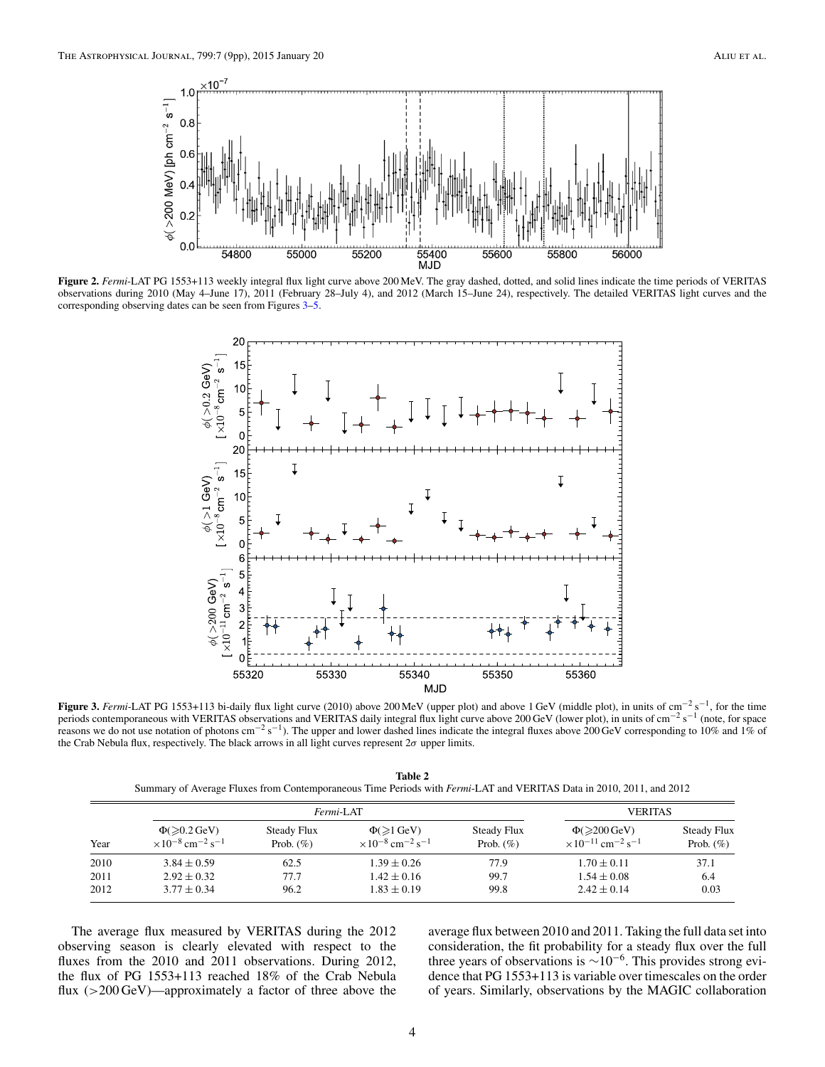**Figure 2.** *Fermi*-LAT PG 1553+113 weekly integral flux light curve above 200 MeV. The gray dashed, dotted, and solid lines indicate the time periods of VERITAS observations during 2010 (May 4–June 17), 2011 (February 28–July 4), and 2012 (March 15–June 24), respectively. The detailed VERITAS light curves and the corresponding observing dates can be seen from Figures 3–5.

**Figure 3.** *Fermi*-LAT PG 1553+113 bi-daily flux light curve (2010) above 200 MeV (upper plot) and above 1 GeV (middle plot), in units of $\mathrm{cm^{-2}\,s^{-1}}$, for the time periods contemporaneous with VERITAS observations and VERITAS daily integral flux light curve above 200 GeV (lower plot), in units of $\mathrm{cm^{-2}\,s^{-1}}$ (note, for space reasons we do not use notation of photons $\mathrm{cm^{-2}\,s^{-1}}$). The upper and lower dashed lines indicate the integral fluxes above 200 GeV corresponding to 10% and 1% of the Crab Nebula flux, respectively. The black arrows in all light curves represent $2\sigma$ upper limits.

**Table 2**
Summary of Average Fluxes from Contemporaneous Time Periods with *Fermi*-LAT and VERITAS Data in 2010, 2011, and 2012

| | *Fermi*-LAT | | | | VERITAS | |
|---|---|---|---|---|---|---|
| Year | $\Phi(\geqslant 0.2\,\mathrm{GeV})$ $\times 10^{-8}\,\mathrm{cm^{-2}\,s^{-1}}$ | Steady Flux Prob. (%) | $\Phi(\geqslant 1\,\mathrm{GeV})$ $\times 10^{-8}\,\mathrm{cm^{-2}\,s^{-1}}$ | Steady Flux Prob. (%) | $\Phi(\geqslant 200\,\mathrm{GeV})$ $\times 10^{-11}\,\mathrm{cm^{-2}\,s^{-1}}$ | Steady Flux Prob. (%) |
| 2010 | $3.84 \pm 0.59$ | 62.5 | $1.39 \pm 0.26$ | 77.9 | $1.70 \pm 0.11$ | 37.1 |
| 2011 | $2.92 \pm 0.32$ | 77.7 | $1.42 \pm 0.16$ | 99.7 | $1.54 \pm 0.08$ | 6.4 |
| 2012 | $3.77 \pm 0.34$ | 96.2 | $1.83 \pm 0.19$ | 99.8 | $2.42 \pm 0.14$ | 0.03 |

The average flux measured by VERITAS during the 2012 observing season is clearly elevated with respect to the fluxes from the 2010 and 2011 observations. During 2012, the flux of PG 1553+113 reached 18% of the Crab Nebula flux (>200 GeV)—approximately a factor of three above the average flux between 2010 and 2011. Taking the full data set into consideration, the fit probability for a steady flux over the full three years of observations is $\sim 10^{-6}$. This provides strong evidence that PG 1553+113 is variable over timescales on the order of years. Similarly, observations by the MAGIC collaboration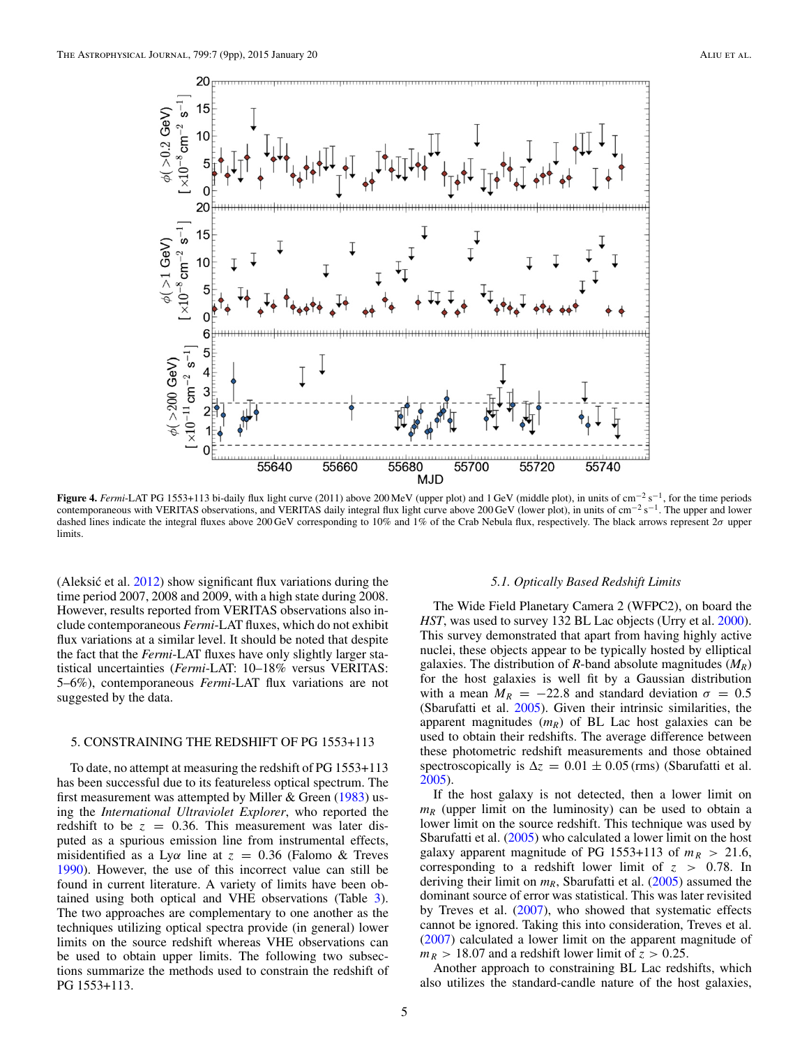**Figure 4.** *Fermi*-LAT PG 1553+113 bi-daily flux light curve (2011) above 200 MeV (upper plot) and 1 GeV (middle plot), in units of $\mathrm{cm}^{-2}\,\mathrm{s}^{-1}$, for the time periods contemporaneous with VERITAS observations, and VERITAS daily integral flux light curve above 200 GeV (lower plot), in units of $\mathrm{cm}^{-2}\,\mathrm{s}^{-1}$. The upper and lower dashed lines indicate the integral fluxes above 200 GeV corresponding to 10% and 1% of the Crab Nebula flux, respectively. The black arrows represent $2\sigma$ upper limits.

(Aleksić et al. 2012) show significant flux variations during the time period 2007, 2008 and 2009, with a high state during 2008. However, results reported from VERITAS observations also include contemporaneous *Fermi*-LAT fluxes, which do not exhibit flux variations at a similar level. It should be noted that despite the fact that the *Fermi*-LAT fluxes have only slightly larger statistical uncertainties (*Fermi*-LAT: 10–18% versus VERITAS: 5–6%), contemporaneous *Fermi*-LAT flux variations are not suggested by the data.

## 5. CONSTRAINING THE REDSHIFT OF PG 1553+113

To date, no attempt at measuring the redshift of PG 1553+113 has been successful due to its featureless optical spectrum. The first measurement was attempted by Miller & Green (1983) using the *International Ultraviolet Explorer*, who reported the redshift to be $z = 0.36$. This measurement was later disputed as a spurious emission line from instrumental effects, misidentified as a Ly$\alpha$ line at $z = 0.36$ (Falomo & Treves 1990). However, the use of this incorrect value can still be found in current literature. A variety of limits have been obtained using both optical and VHE observations (Table 3). The two approaches are complementary to one another as the techniques utilizing optical spectra provide (in general) lower limits on the source redshift whereas VHE observations can be used to obtain upper limits. The following two subsections summarize the methods used to constrain the redshift of PG 1553+113.

### *5.1. Optically Based Redshift Limits*

The Wide Field Planetary Camera 2 (WFPC2), on board the *HST*, was used to survey 132 BL Lac objects (Urry et al. 2000). This survey demonstrated that apart from having highly active nuclei, these objects appear to be typically hosted by elliptical galaxies. The distribution of *R*-band absolute magnitudes ($M_R$) for the host galaxies is well fit by a Gaussian distribution with a mean $M_R = -22.8$ and standard deviation $\sigma = 0.5$ (Sbarufatti et al. 2005). Given their intrinsic similarities, the apparent magnitudes ($m_R$) of BL Lac host galaxies can be used to obtain their redshifts. The average difference between these photometric redshift measurements and those obtained spectroscopically is $\Delta z = 0.01 \pm 0.05$ (rms) (Sbarufatti et al. 2005).

If the host galaxy is not detected, then a lower limit on $m_R$ (upper limit on the luminosity) can be used to obtain a lower limit on the source redshift. This technique was used by Sbarufatti et al. (2005) who calculated a lower limit on the host galaxy apparent magnitude of PG 1553+113 of $m_R > 21.6$, corresponding to a redshift lower limit of $z > 0.78$. In deriving their limit on $m_R$, Sbarufatti et al. (2005) assumed the dominant source of error was statistical. This was later revisited by Treves et al. (2007), who showed that systematic effects cannot be ignored. Taking this into consideration, Treves et al. (2007) calculated a lower limit on the apparent magnitude of $m_R > 18.07$ and a redshift lower limit of $z > 0.25$.

Another approach to constraining BL Lac redshifts, which also utilizes the standard-candle nature of the host galaxies,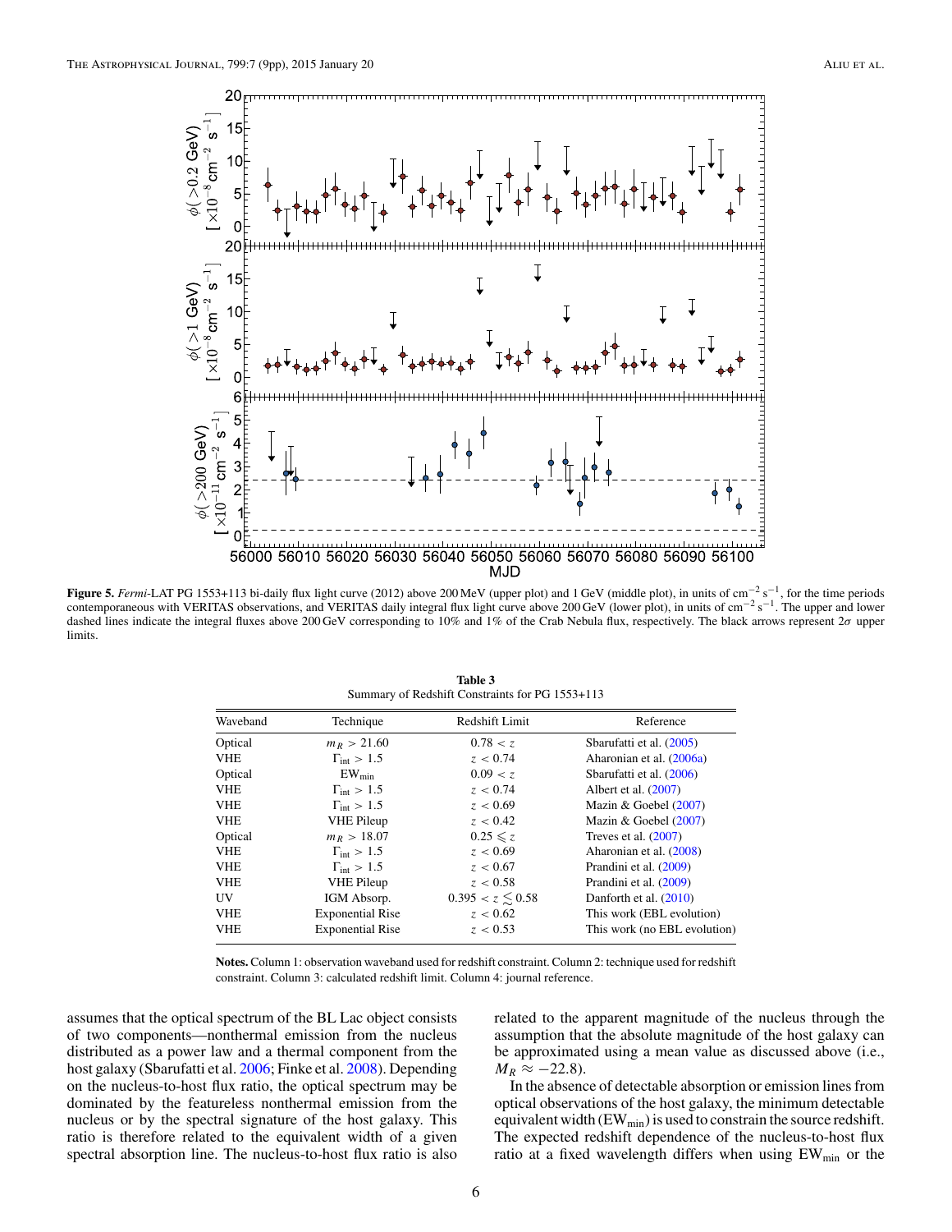**Figure 5.** *Fermi*-LAT PG 1553+113 bi-daily flux light curve (2012) above 200 MeV (upper plot) and 1 GeV (middle plot), in units of cm$^{-2}$ s$^{-1}$, for the time periods contemporaneous with VERITAS observations, and VERITAS daily integral flux light curve above 200 GeV (lower plot), in units of cm$^{-2}$ s$^{-1}$. The upper and lower dashed lines indicate the integral fluxes above 200 GeV corresponding to 10% and 1% of the Crab Nebula flux, respectively. The black arrows represent 2$\sigma$ upper limits.

**Table 3**
Summary of Redshift Constraints for PG 1553+113

| Waveband | Technique | Redshift Limit | Reference |
|---|---|---|---|
| Optical | $m_R > 21.60$ | $0.78 < z$ | Sbarufatti et al. (2005) |
| VHE | $\Gamma_{\rm int} > 1.5$ | $z < 0.74$ | Aharonian et al. (2006a) |
| Optical | $\mathrm{EW_{min}}$ | $0.09 < z$ | Sbarufatti et al. (2006) |
| VHE | $\Gamma_{\rm int} > 1.5$ | $z < 0.74$ | Albert et al. (2007) |
| VHE | $\Gamma_{\rm int} > 1.5$ | $z < 0.69$ | Mazin & Goebel (2007) |
| VHE | VHE Pileup | $z < 0.42$ | Mazin & Goebel (2007) |
| Optical | $m_R > 18.07$ | $0.25 \leqslant z$ | Treves et al. (2007) |
| VHE | $\Gamma_{\rm int} > 1.5$ | $z < 0.69$ | Aharonian et al. (2008) |
| VHE | $\Gamma_{\rm int} > 1.5$ | $z < 0.67$ | Prandini et al. (2009) |
| VHE | VHE Pileup | $z < 0.58$ | Prandini et al. (2009) |
| UV | IGM Absorp. | $0.395 < z \lesssim 0.58$ | Danforth et al. (2010) |
| VHE | Exponential Rise | $z < 0.62$ | This work (EBL evolution) |
| VHE | Exponential Rise | $z < 0.53$ | This work (no EBL evolution) |

**Notes.** Column 1: observation waveband used for redshift constraint. Column 2: technique used for redshift constraint. Column 3: calculated redshift limit. Column 4: journal reference.

assumes that the optical spectrum of the BL Lac object consists of two components—nonthermal emission from the nucleus distributed as a power law and a thermal component from the host galaxy (Sbarufatti et al. 2006; Finke et al. 2008). Depending on the nucleus-to-host flux ratio, the optical spectrum may be dominated by the featureless nonthermal emission from the nucleus or by the spectral signature of the host galaxy. This ratio is therefore related to the equivalent width of a given spectral absorption line. The nucleus-to-host flux ratio is also related to the apparent magnitude of the nucleus through the assumption that the absolute magnitude of the host galaxy can be approximated using a mean value as discussed above (i.e., $M_R \approx -22.8$).

In the absence of detectable absorption or emission lines from optical observations of the host galaxy, the minimum detectable equivalent width ($\mathrm{EW_{min}}$) is used to constrain the source redshift. The expected redshift dependence of the nucleus-to-host flux ratio at a fixed wavelength differs when using $\mathrm{EW_{min}}$ or the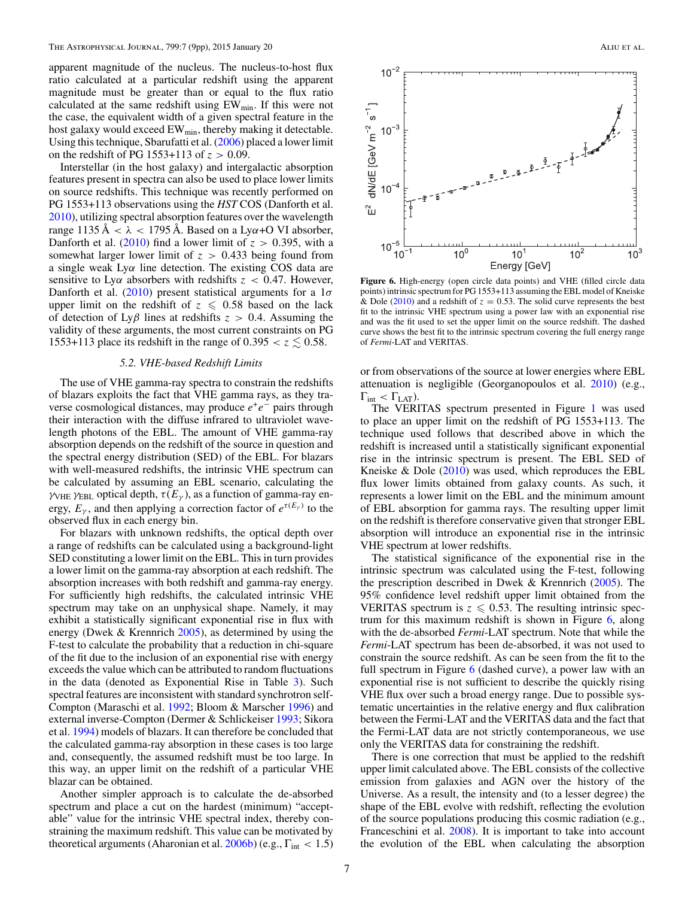apparent magnitude of the nucleus. The nucleus-to-host flux ratio calculated at a particular redshift using the apparent magnitude must be greater than or equal to the flux ratio calculated at the same redshift using $EW_{min}$. If this were not the case, the equivalent width of a given spectral feature in the host galaxy would exceed $EW_{min}$, thereby making it detectable. Using this technique, Sbarufatti et al. (2006) placed a lower limit on the redshift of PG 1553+113 of $z > 0.09$.

Interstellar (in the host galaxy) and intergalactic absorption features present in spectra can also be used to place lower limits on source redshifts. This technique was recently performed on PG 1553+113 observations using the *HST* COS (Danforth et al. 2010), utilizing spectral absorption features over the wavelength range 1135 Å $< \lambda <$ 1795 Å. Based on a Ly$\alpha$+O VI absorber, Danforth et al. (2010) find a lower limit of $z > 0.395$, with a somewhat larger lower limit of $z > 0.433$ being found from a single weak Ly$\alpha$ line detection. The existing COS data are sensitive to Ly$\alpha$ absorbers with redshifts $z < 0.47$. However, Danforth et al. (2010) present statistical arguments for a 1$\sigma$ upper limit on the redshift of $z \leqslant 0.58$ based on the lack of detection of Ly$\beta$ lines at redshifts $z > 0.4$. Assuming the validity of these arguments, the most current constraints on PG 1553+113 place its redshift in the range of $0.395 < z \lesssim 0.58$.

### 5.2. VHE-based Redshift Limits

The use of VHE gamma-ray spectra to constrain the redshifts of blazars exploits the fact that VHE gamma rays, as they traverse cosmological distances, may produce $e^+e^-$ pairs through their interaction with the diffuse infrared to ultraviolet wavelength photons of the EBL. The amount of VHE gamma-ray absorption depends on the redshift of the source in question and the spectral energy distribution (SED) of the EBL. For blazars with well-measured redshifts, the intrinsic VHE spectrum can be calculated by assuming an EBL scenario, calculating the $\gamma_{VHE}\,\gamma_{EBL}$ optical depth, $\tau(E_\gamma)$, as a function of gamma-ray energy, $E_\gamma$, and then applying a correction factor of $e^{\tau(E_\gamma)}$ to the observed flux in each energy bin.

For blazars with unknown redshifts, the optical depth over a range of redshifts can be calculated using a background-light SED constituting a lower limit on the EBL. This in turn provides a lower limit on the gamma-ray absorption at each redshift. The absorption increases with both redshift and gamma-ray energy. For sufficiently high redshifts, the calculated intrinsic VHE spectrum may take on an unphysical shape. Namely, it may exhibit a statistically significant exponential rise in flux with energy (Dwek & Krennrich 2005), as determined by using the F-test to calculate the probability that a reduction in chi-square of the fit due to the inclusion of an exponential rise with energy exceeds the value which can be attributed to random fluctuations in the data (denoted as Exponential Rise in Table 3). Such spectral features are inconsistent with standard synchrotron self-Compton (Maraschi et al. 1992; Bloom & Marscher 1996) and external inverse-Compton (Dermer & Schlickeiser 1993; Sikora et al. 1994) models of blazars. It can therefore be concluded that the calculated gamma-ray absorption in these cases is too large and, consequently, the assumed redshift must be too large. In this way, an upper limit on the redshift of a particular VHE blazar can be obtained.

Another simpler approach is to calculate the de-absorbed spectrum and place a cut on the hardest (minimum) "acceptable" value for the intrinsic VHE spectral index, thereby constraining the maximum redshift. This value can be motivated by theoretical arguments (Aharonian et al. 2006b) (e.g., $\Gamma_{int} < 1.5$) or from observations of the source at lower energies where EBL attenuation is negligible (Georganopoulos et al. 2010) (e.g., $\Gamma_{int} < \Gamma_{LAT}$).

**Figure 6.** High-energy (open circle data points) and VHE (filled circle data points) intrinsic spectrum for PG 1553+113 assuming the EBL model of Kneiske & Dole (2010) and a redshift of $z = 0.53$. The solid curve represents the best fit to the intrinsic VHE spectrum using a power law with an exponential rise and was the fit used to set the upper limit on the source redshift. The dashed curve shows the best fit to the intrinsic spectrum covering the full energy range of *Fermi*-LAT and VERITAS.

The VERITAS spectrum presented in Figure 1 was used to place an upper limit on the redshift of PG 1553+113. The technique used follows that described above in which the redshift is increased until a statistically significant exponential rise in the intrinsic spectrum is present. The EBL SED of Kneiske & Dole (2010) was used, which reproduces the EBL flux lower limits obtained from galaxy counts. As such, it represents a lower limit on the EBL and the minimum amount of EBL absorption for gamma rays. The resulting upper limit on the redshift is therefore conservative given that stronger EBL absorption will introduce an exponential rise in the intrinsic VHE spectrum at lower redshifts.

The statistical significance of the exponential rise in the intrinsic spectrum was calculated using the F-test, following the prescription described in Dwek & Krennrich (2005). The 95% confidence level redshift upper limit obtained from the VERITAS spectrum is $z \leqslant 0.53$. The resulting intrinsic spectrum for this maximum redshift is shown in Figure 6, along with the de-absorbed *Fermi*-LAT spectrum. Note that while the *Fermi*-LAT spectrum has been de-absorbed, it was not used to constrain the source redshift. As can be seen from the fit to the full spectrum in Figure 6 (dashed curve), a power law with an exponential rise is not sufficient to describe the quickly rising VHE flux over such a broad energy range. Due to possible systematic uncertainties in the relative energy and flux calibration between the Fermi-LAT and the VERITAS data and the fact that the Fermi-LAT data are not strictly contemporaneous, we use only the VERITAS data for constraining the redshift.

There is one correction that must be applied to the redshift upper limit calculated above. The EBL consists of the collective emission from galaxies and AGN over the history of the Universe. As a result, the intensity and (to a lesser degree) the shape of the EBL evolve with redshift, reflecting the evolution of the source populations producing this cosmic radiation (e.g., Franceschini et al. 2008). It is important to take into account the evolution of the EBL when calculating the absorption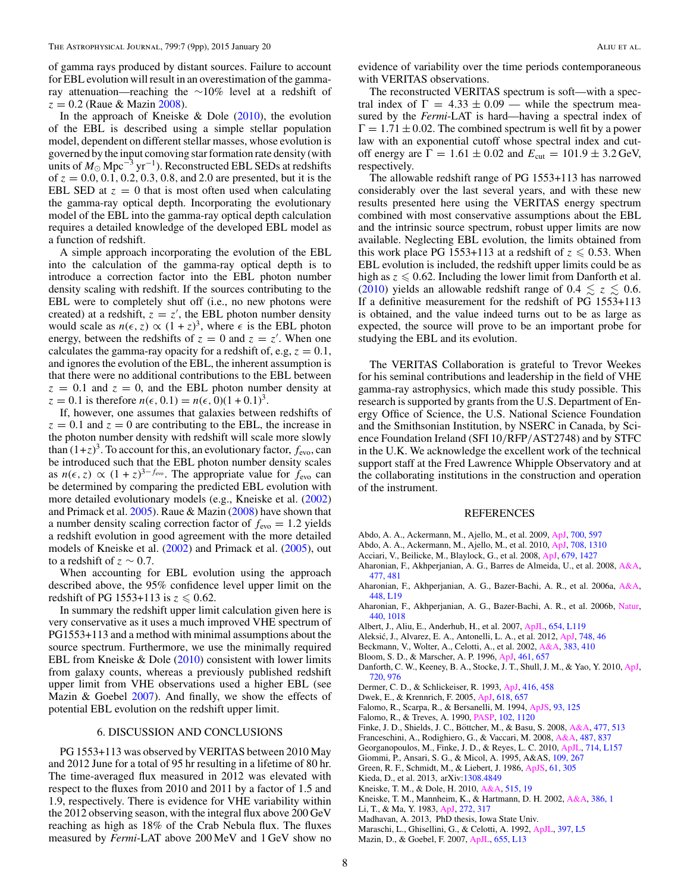of gamma rays produced by distant sources. Failure to account for EBL evolution will result in an overestimation of the gamma-ray attenuation—reaching the ∼10% level at a redshift of $z = 0.2$ (Raue & Mazin 2008).

In the approach of Kneiske & Dole (2010), the evolution of the EBL is described using a simple stellar population model, dependent on different stellar masses, whose evolution is governed by the input comoving star formation rate density (with units of $M_{\odot}$ Mpc$^{-3}$ yr$^{-1}$). Reconstructed EBL SEDs at redshifts of $z = 0.0, 0.1, 0.2, 0.3, 0.8$, and 2.0 are presented, but it is the EBL SED at $z = 0$ that is most often used when calculating the gamma-ray optical depth. Incorporating the evolutionary model of the EBL into the gamma-ray optical depth calculation requires a detailed knowledge of the developed EBL model as a function of redshift.

A simple approach incorporating the evolution of the EBL into the calculation of the gamma-ray optical depth is to introduce a correction factor into the EBL photon number density scaling with redshift. If the sources contributing to the EBL were to completely shut off (i.e., no new photons were created) at a redshift, $z = z'$, the EBL photon number density would scale as $n(\epsilon, z) \propto (1 + z)^3$, where $\epsilon$ is the EBL photon energy, between the redshifts of $z = 0$ and $z = z'$. When one calculates the gamma-ray opacity for a redshift of, e.g, $z = 0.1$, and ignores the evolution of the EBL, the inherent assumption is that there were no additional contributions to the EBL between $z = 0.1$ and $z = 0$, and the EBL photon number density at $z = 0.1$ is therefore $n(\epsilon, 0.1) = n(\epsilon, 0)(1 + 0.1)^3$.

If, however, one assumes that galaxies between redshifts of $z = 0.1$ and $z = 0$ are contributing to the EBL, the increase in the photon number density with redshift will scale more slowly than $(1+z)^3$. To account for this, an evolutionary factor, $f_{\mathrm{evo}}$, can be introduced such that the EBL photon number density scales as $n(\epsilon, z) \propto (1 + z)^{3-f_{\mathrm{evo}}}$. The appropriate value for $f_{\mathrm{evo}}$ can be determined by comparing the predicted EBL evolution with more detailed evolutionary models (e.g., Kneiske et al. (2002) and Primack et al. 2005). Raue & Mazin (2008) have shown that a number density scaling correction factor of $f_{\mathrm{evo}} = 1.2$ yields a redshift evolution in good agreement with the more detailed models of Kneiske et al. (2002) and Primack et al. (2005), out to a redshift of $z \sim 0.7$.

When accounting for EBL evolution using the approach described above, the 95% confidence level upper limit on the redshift of PG 1553+113 is $z \leqslant 0.62$.

In summary the redshift upper limit calculation given here is very conservative as it uses a much improved VHE spectrum of PG1553+113 and a method with minimal assumptions about the source spectrum. Furthermore, we use the minimally required EBL from Kneiske & Dole (2010) consistent with lower limits from galaxy counts, whereas a previously published redshift upper limit from VHE observations used a higher EBL (see Mazin & Goebel 2007). And finally, we show the effects of potential EBL evolution on the redshift upper limit.

## 6. DISCUSSION AND CONCLUSIONS

PG 1553+113 was observed by VERITAS between 2010 May and 2012 June for a total of 95 hr resulting in a lifetime of 80 hr. The time-averaged flux measured in 2012 was elevated with respect to the fluxes from 2010 and 2011 by a factor of 1.5 and 1.9, respectively. There is evidence for VHE variability within the 2012 observing season, with the integral flux above 200 GeV reaching as high as 18% of the Crab Nebula flux. The fluxes measured by *Fermi*-LAT above 200 MeV and 1 GeV show no evidence of variability over the time periods contemporaneous with VERITAS observations.

The reconstructed VERITAS spectrum is soft—with a spectral index of $\Gamma = 4.33 \pm 0.09$ — while the spectrum measured by the *Fermi*-LAT is hard—having a spectral index of $\Gamma = 1.71 \pm 0.02$. The combined spectrum is well fit by a power law with an exponential cutoff whose spectral index and cutoff energy are $\Gamma = 1.61 \pm 0.02$ and $E_{\mathrm{cut}} = 101.9 \pm 3.2$ GeV, respectively.

The allowable redshift range of PG 1553+113 has narrowed considerably over the last several years, and with these new results presented here using the VERITAS energy spectrum combined with most conservative assumptions about the EBL and the intrinsic source spectrum, robust upper limits are now available. Neglecting EBL evolution, the limits obtained from this work place PG 1553+113 at a redshift of $z \leqslant 0.53$. When EBL evolution is included, the redshift upper limits could be as high as $z \leqslant 0.62$. Including the lower limit from Danforth et al. (2010) yields an allowable redshift range of $0.4 \lesssim z \lesssim 0.6$. If a definitive measurement for the redshift of PG 1553+113 is obtained, and the value indeed turns out to be as large as expected, the source will prove to be an important probe for studying the EBL and its evolution.

The VERITAS Collaboration is grateful to Trevor Weekes for his seminal contributions and leadership in the field of VHE gamma-ray astrophysics, which made this study possible. This research is supported by grants from the U.S. Department of Energy Office of Science, the U.S. National Science Foundation and the Smithsonian Institution, by NSERC in Canada, by Science Foundation Ireland (SFI 10/RFP/AST2748) and by STFC in the U.K. We acknowledge the excellent work of the technical support staff at the Fred Lawrence Whipple Observatory and at the collaborating institutions in the construction and operation of the instrument.

## REFERENCES

Abdo, A. A., Ackermann, M., Ajello, M., et al. 2009, ApJ, 700, 597
Abdo, A. A., Ackermann, M., Ajello, M., et al. 2010, ApJ, 708, 1310
Acciari, V., Beilicke, M., Blaylock, G., et al. 2008, ApJ, 679, 1427
Aharonian, F., Akhperjanian, A. G., Barres de Almeida, U., et al. 2008, A&A, 477, 481
Aharonian, F., Akhperjanian, A. G., Bazer-Bachi, A. R., et al. 2006a, A&A, 448, L19
Aharonian, F., Akhperjanian, A. G., Bazer-Bachi, A. R., et al. 2006b, Natur, 440, 1018
Albert, J., Aliu, E., Anderhub, H., et al. 2007, ApJL, 654, L119
Aleksić, J., Alvarez, E. A., Antonelli, L. A., et al. 2012, ApJ, 748, 46
Beckmann, V., Wolter, A., Celotti, A., et al. 2002, A&A, 383, 410
Bloom, S. D., & Marscher, A. P. 1996, ApJ, 461, 657
Danforth, C. W., Keeney, B. A., Stocke, J. T., Shull, J. M., & Yao, Y. 2010, ApJ, 720, 976
Dermer, C. D., & Schlickeiser, R. 1993, ApJ, 416, 458
Dwek, E., & Krennrich, F. 2005, ApJ, 618, 657
Falomo, R., Scarpa, R., & Bersanelli, M. 1994, ApJS, 93, 125
Falomo, R., & Treves, A. 1990, PASP, 102, 1120
Finke, J. D., Shields, J. C., Böttcher, M., & Basu, S. 2008, A&A, 477, 513
Franceschini, A., Rodighiero, G., & Vaccari, M. 2008, A&A, 487, 837
Georganopoulos, M., Finke, J. D., & Reyes, L. C. 2010, ApJL, 714, L157
Giommi, P., Ansari, S. G., & Micol, A. 1995, A&AS, 109, 267
Green, R. F., Schmidt, M., & Liebert, J. 1986, ApJS, 61, 305
Kieda, D., et al. 2013, arXiv:1308.4849
Kneiske, T. M., & Dole, H. 2010, A&A, 515, 19
Kneiske, T. M., Mannheim, K., & Hartmann, D. H. 2002, A&A, 386, 1
Li, T., & Ma, Y. 1983, ApJ, 272, 317
Madhavan, A. 2013, PhD thesis, Iowa State Univ.
Maraschi, L., Ghisellini, G., & Celotti, A. 1992, ApJL, 397, L5
Mazin, D., & Goebel, F. 2007, ApJL, 655, L13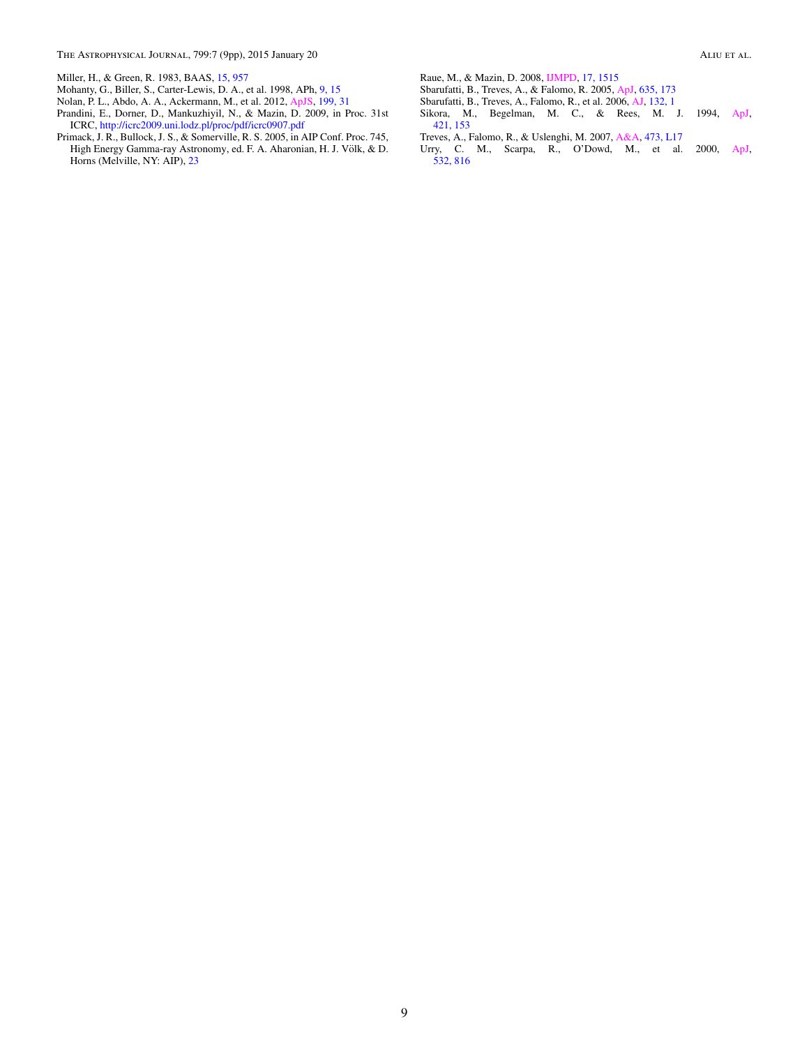Miller, H., & Green, R. 1983, BAAS, 15, 957

Mohanty, G., Biller, S., Carter-Lewis, D. A., et al. 1998, APh, 9, 15

Nolan, P. L., Abdo, A. A., Ackermann, M., et al. 2012, ApJS, 199, 31

Prandini, E., Dorner, D., Mankuzhiyil, N., & Mazin, D. 2009, in Proc. 31st ICRC, http://icrc2009.uni.lodz.pl/proc/pdf/icrc0907.pdf

Primack, J. R., Bullock, J. S., & Somerville, R. S. 2005, in AIP Conf. Proc. 745, High Energy Gamma-ray Astronomy, ed. F. A. Aharonian, H. J. Völk, & D. Horns (Melville, NY: AIP), 23

Raue, M., & Mazin, D. 2008, IJMPD, 17, 1515

Sbarufatti, B., Treves, A., & Falomo, R. 2005, ApJ, 635, 173

Sbarufatti, B., Treves, A., Falomo, R., et al. 2006, AJ, 132, 1

Sikora, M., Begelman, M. C., & Rees, M. J. 1994, ApJ, 421, 153

Treves, A., Falomo, R., & Uslenghi, M. 2007, A&A, 473, L17

Urry, C. M., Scarpa, R., O'Dowd, M., et al. 2000, ApJ, 532, 816